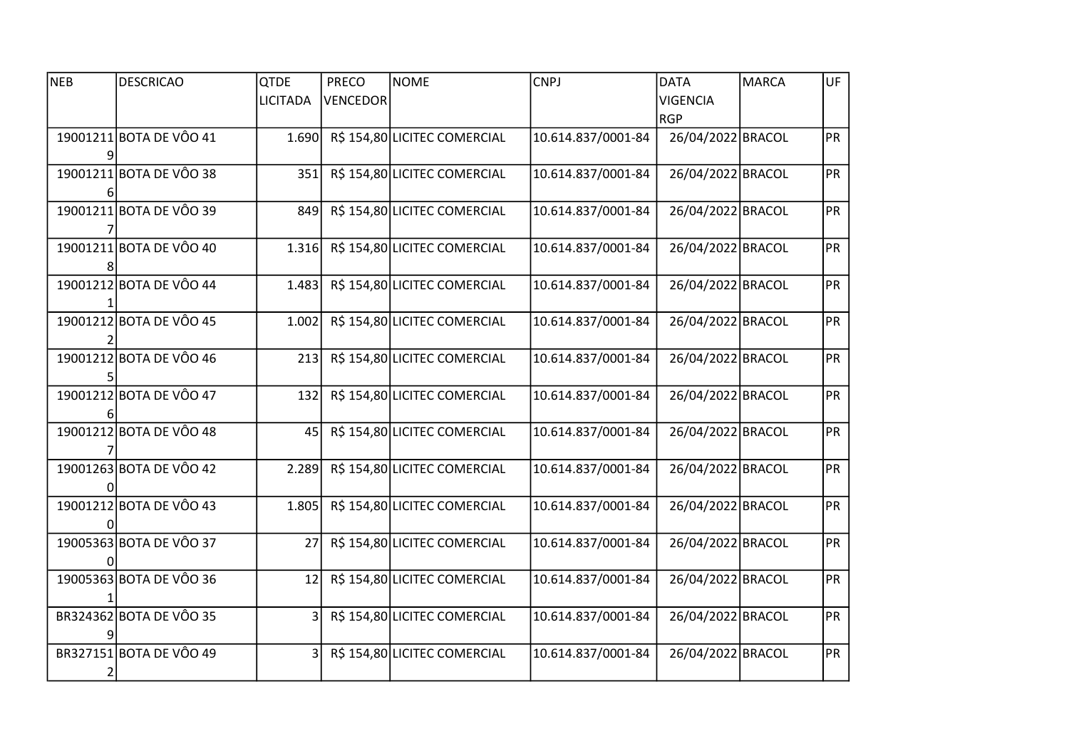| NEB | DESCRICAO | QTDE LICITADA | PRECO VENCEDOR | NOME | CNPJ | DATA VIGENCIA RGP | MARCA | UF |
|---|---|---|---|---|---|---|---|---|
| 190012119 | BOTA DE VÔO 41 | 1.690 | R$ 154,80 | LICITEC COMERCIAL | 10.614.837/0001-84 | 26/04/2022 | BRACOL | PR |
| 190012116 | BOTA DE VÔO 38 | 351 | R$ 154,80 | LICITEC COMERCIAL | 10.614.837/0001-84 | 26/04/2022 | BRACOL | PR |
| 190012117 | BOTA DE VÔO 39 | 849 | R$ 154,80 | LICITEC COMERCIAL | 10.614.837/0001-84 | 26/04/2022 | BRACOL | PR |
| 190012118 | BOTA DE VÔO 40 | 1.316 | R$ 154,80 | LICITEC COMERCIAL | 10.614.837/0001-84 | 26/04/2022 | BRACOL | PR |
| 190012121 | BOTA DE VÔO 44 | 1.483 | R$ 154,80 | LICITEC COMERCIAL | 10.614.837/0001-84 | 26/04/2022 | BRACOL | PR |
| 190012122 | BOTA DE VÔO 45 | 1.002 | R$ 154,80 | LICITEC COMERCIAL | 10.614.837/0001-84 | 26/04/2022 | BRACOL | PR |
| 190012125 | BOTA DE VÔO 46 | 213 | R$ 154,80 | LICITEC COMERCIAL | 10.614.837/0001-84 | 26/04/2022 | BRACOL | PR |
| 190012126 | BOTA DE VÔO 47 | 132 | R$ 154,80 | LICITEC COMERCIAL | 10.614.837/0001-84 | 26/04/2022 | BRACOL | PR |
| 190012127 | BOTA DE VÔO 48 | 45 | R$ 154,80 | LICITEC COMERCIAL | 10.614.837/0001-84 | 26/04/2022 | BRACOL | PR |
| 190012630 | BOTA DE VÔO 42 | 2.289 | R$ 154,80 | LICITEC COMERCIAL | 10.614.837/0001-84 | 26/04/2022 | BRACOL | PR |
| 190012120 | BOTA DE VÔO 43 | 1.805 | R$ 154,80 | LICITEC COMERCIAL | 10.614.837/0001-84 | 26/04/2022 | BRACOL | PR |
| 190053630 | BOTA DE VÔO 37 | 27 | R$ 154,80 | LICITEC COMERCIAL | 10.614.837/0001-84 | 26/04/2022 | BRACOL | PR |
| 190053631 | BOTA DE VÔO 36 | 12 | R$ 154,80 | LICITEC COMERCIAL | 10.614.837/0001-84 | 26/04/2022 | BRACOL | PR |
| BR3243629 | BOTA DE VÔO 35 | 3 | R$ 154,80 | LICITEC COMERCIAL | 10.614.837/0001-84 | 26/04/2022 | BRACOL | PR |
| BR3271512 | BOTA DE VÔO 49 | 3 | R$ 154,80 | LICITEC COMERCIAL | 10.614.837/0001-84 | 26/04/2022 | BRACOL | PR |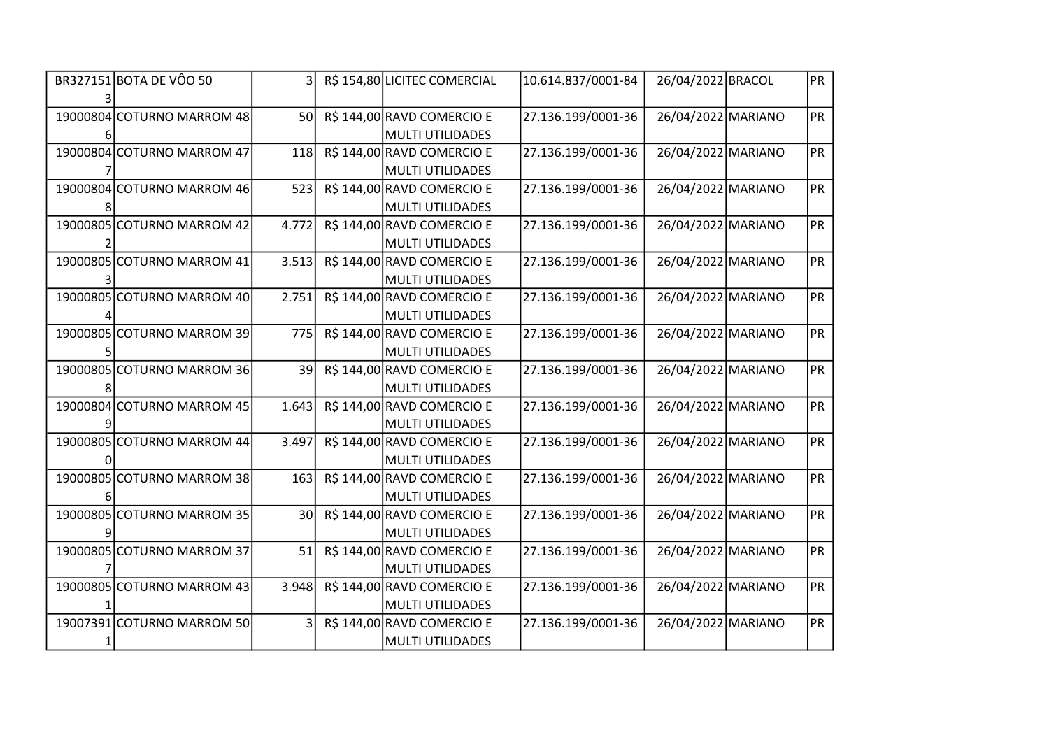| | | | | | | | | |
|---|---|---|---|---|---|---|---|---|
| BR3271513 | BOTA DE VÔO 50 | 3 | R$ 154,80 | LICITEC COMERCIAL | 10.614.837/0001-84 | 26/04/2022 | BRACOL | PR |
| 190008046 | COTURNO MARROM 48 | 50 | R$ 144,00 | RAVD COMERCIO E MULTI UTILIDADES | 27.136.199/0001-36 | 26/04/2022 | MARIANO | PR |
| 190008047 | COTURNO MARROM 47 | 118 | R$ 144,00 | RAVD COMERCIO E MULTI UTILIDADES | 27.136.199/0001-36 | 26/04/2022 | MARIANO | PR |
| 190008048 | COTURNO MARROM 46 | 523 | R$ 144,00 | RAVD COMERCIO E MULTI UTILIDADES | 27.136.199/0001-36 | 26/04/2022 | MARIANO | PR |
| 190008052 | COTURNO MARROM 42 | 4.772 | R$ 144,00 | RAVD COMERCIO E MULTI UTILIDADES | 27.136.199/0001-36 | 26/04/2022 | MARIANO | PR |
| 190008053 | COTURNO MARROM 41 | 3.513 | R$ 144,00 | RAVD COMERCIO E MULTI UTILIDADES | 27.136.199/0001-36 | 26/04/2022 | MARIANO | PR |
| 190008054 | COTURNO MARROM 40 | 2.751 | R$ 144,00 | RAVD COMERCIO E MULTI UTILIDADES | 27.136.199/0001-36 | 26/04/2022 | MARIANO | PR |
| 190008055 | COTURNO MARROM 39 | 775 | R$ 144,00 | RAVD COMERCIO E MULTI UTILIDADES | 27.136.199/0001-36 | 26/04/2022 | MARIANO | PR |
| 190008058 | COTURNO MARROM 36 | 39 | R$ 144,00 | RAVD COMERCIO E MULTI UTILIDADES | 27.136.199/0001-36 | 26/04/2022 | MARIANO | PR |
| 190008049 | COTURNO MARROM 45 | 1.643 | R$ 144,00 | RAVD COMERCIO E MULTI UTILIDADES | 27.136.199/0001-36 | 26/04/2022 | MARIANO | PR |
| 190008050 | COTURNO MARROM 44 | 3.497 | R$ 144,00 | RAVD COMERCIO E MULTI UTILIDADES | 27.136.199/0001-36 | 26/04/2022 | MARIANO | PR |
| 190008056 | COTURNO MARROM 38 | 163 | R$ 144,00 | RAVD COMERCIO E MULTI UTILIDADES | 27.136.199/0001-36 | 26/04/2022 | MARIANO | PR |
| 190008059 | COTURNO MARROM 35 | 30 | R$ 144,00 | RAVD COMERCIO E MULTI UTILIDADES | 27.136.199/0001-36 | 26/04/2022 | MARIANO | PR |
| 190008057 | COTURNO MARROM 37 | 51 | R$ 144,00 | RAVD COMERCIO E MULTI UTILIDADES | 27.136.199/0001-36 | 26/04/2022 | MARIANO | PR |
| 190008051 | COTURNO MARROM 43 | 3.948 | R$ 144,00 | RAVD COMERCIO E MULTI UTILIDADES | 27.136.199/0001-36 | 26/04/2022 | MARIANO | PR |
| 190073911 | COTURNO MARROM 50 | 3 | R$ 144,00 | RAVD COMERCIO E MULTI UTILIDADES | 27.136.199/0001-36 | 26/04/2022 | MARIANO | PR |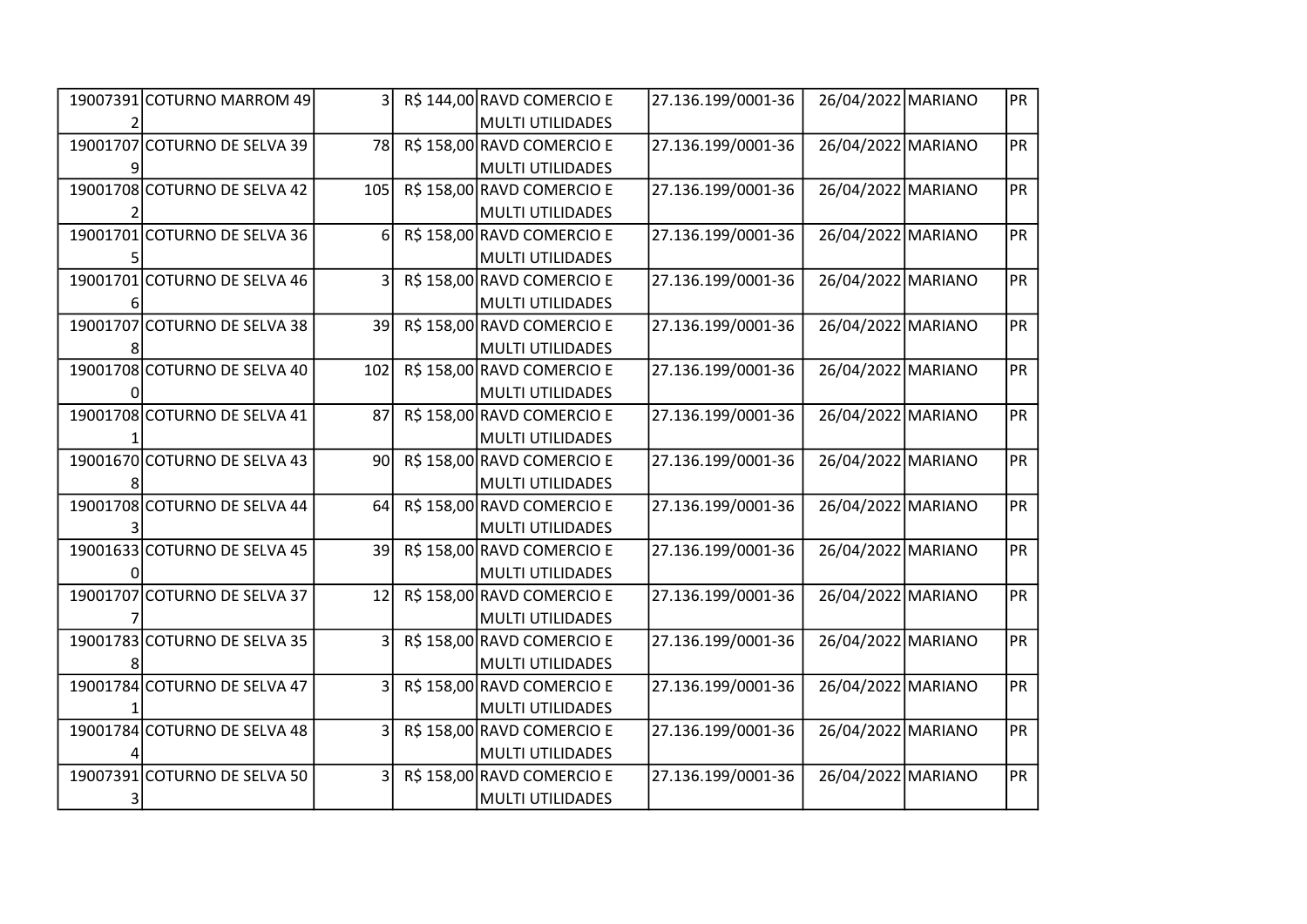| | | | | | | | | |
|---|---|---|---|---|---|---|---|---|
| 190073912 | COTURNO MARROM 49 | 3 | R$ 144,00 | RAVD COMERCIO E MULTI UTILIDADES | 27.136.199/0001-36 | 26/04/2022 | MARIANO | PR |
| 190017079 | COTURNO DE SELVA 39 | 78 | R$ 158,00 | RAVD COMERCIO E MULTI UTILIDADES | 27.136.199/0001-36 | 26/04/2022 | MARIANO | PR |
| 190017082 | COTURNO DE SELVA 42 | 105 | R$ 158,00 | RAVD COMERCIO E MULTI UTILIDADES | 27.136.199/0001-36 | 26/04/2022 | MARIANO | PR |
| 190017015 | COTURNO DE SELVA 36 | 6 | R$ 158,00 | RAVD COMERCIO E MULTI UTILIDADES | 27.136.199/0001-36 | 26/04/2022 | MARIANO | PR |
| 190017016 | COTURNO DE SELVA 46 | 3 | R$ 158,00 | RAVD COMERCIO E MULTI UTILIDADES | 27.136.199/0001-36 | 26/04/2022 | MARIANO | PR |
| 190017078 | COTURNO DE SELVA 38 | 39 | R$ 158,00 | RAVD COMERCIO E MULTI UTILIDADES | 27.136.199/0001-36 | 26/04/2022 | MARIANO | PR |
| 190017080 | COTURNO DE SELVA 40 | 102 | R$ 158,00 | RAVD COMERCIO E MULTI UTILIDADES | 27.136.199/0001-36 | 26/04/2022 | MARIANO | PR |
| 190017081 | COTURNO DE SELVA 41 | 87 | R$ 158,00 | RAVD COMERCIO E MULTI UTILIDADES | 27.136.199/0001-36 | 26/04/2022 | MARIANO | PR |
| 190016708 | COTURNO DE SELVA 43 | 90 | R$ 158,00 | RAVD COMERCIO E MULTI UTILIDADES | 27.136.199/0001-36 | 26/04/2022 | MARIANO | PR |
| 190017083 | COTURNO DE SELVA 44 | 64 | R$ 158,00 | RAVD COMERCIO E MULTI UTILIDADES | 27.136.199/0001-36 | 26/04/2022 | MARIANO | PR |
| 190016330 | COTURNO DE SELVA 45 | 39 | R$ 158,00 | RAVD COMERCIO E MULTI UTILIDADES | 27.136.199/0001-36 | 26/04/2022 | MARIANO | PR |
| 190017077 | COTURNO DE SELVA 37 | 12 | R$ 158,00 | RAVD COMERCIO E MULTI UTILIDADES | 27.136.199/0001-36 | 26/04/2022 | MARIANO | PR |
| 190017838 | COTURNO DE SELVA 35 | 3 | R$ 158,00 | RAVD COMERCIO E MULTI UTILIDADES | 27.136.199/0001-36 | 26/04/2022 | MARIANO | PR |
| 190017841 | COTURNO DE SELVA 47 | 3 | R$ 158,00 | RAVD COMERCIO E MULTI UTILIDADES | 27.136.199/0001-36 | 26/04/2022 | MARIANO | PR |
| 190017844 | COTURNO DE SELVA 48 | 3 | R$ 158,00 | RAVD COMERCIO E MULTI UTILIDADES | 27.136.199/0001-36 | 26/04/2022 | MARIANO | PR |
| 190073913 | COTURNO DE SELVA 50 | 3 | R$ 158,00 | RAVD COMERCIO E MULTI UTILIDADES | 27.136.199/0001-36 | 26/04/2022 | MARIANO | PR |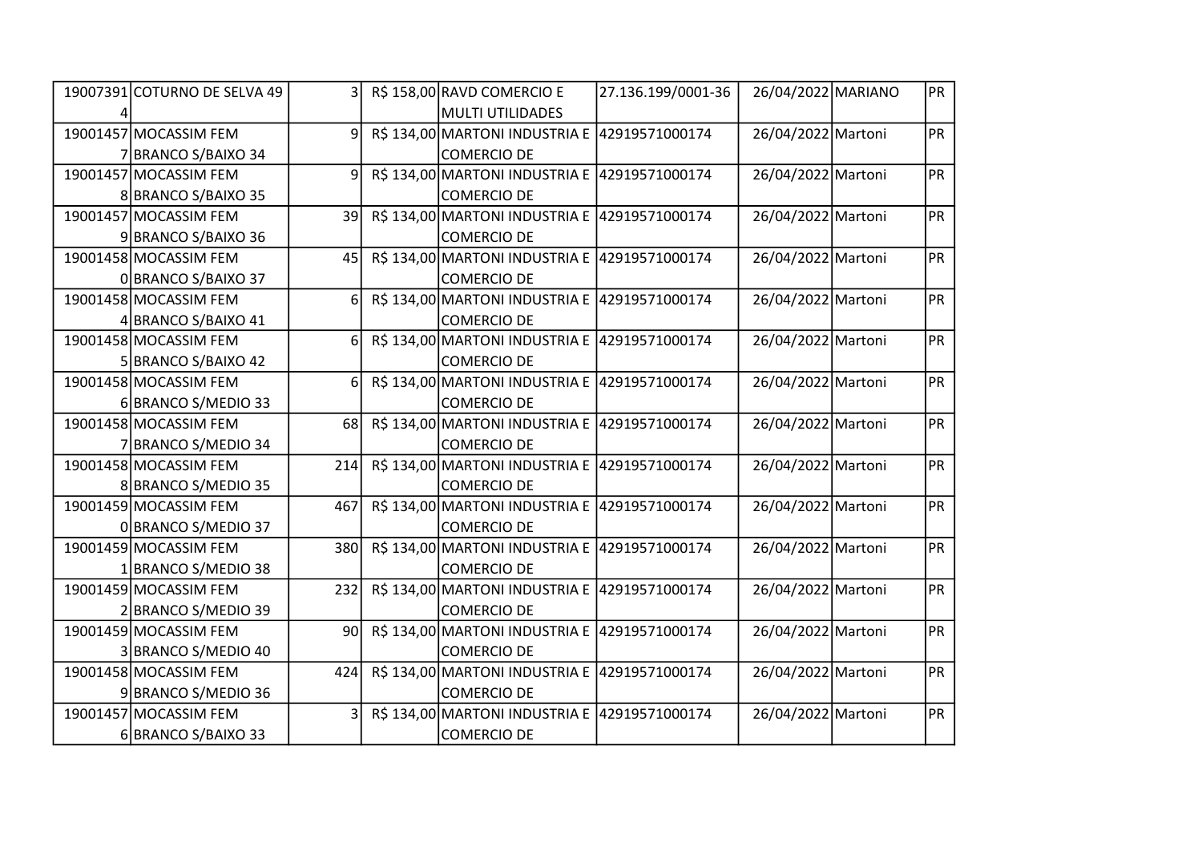| | | | | | | | | |
|---|---|---|---|---|---|---|---|---|
| 190073914 | COTURNO DE SELVA 49 | 3 | R$ 158,00 | RAVD COMERCIO E MULTI UTILIDADES | 27.136.199/0001-36 | 26/04/2022 | MARIANO | PR |
| 190014577 | MOCASSIM FEM BRANCO S/BAIXO 34 | 9 | R$ 134,00 | MARTONI INDUSTRIA E COMERCIO DE | 42919571000174 | 26/04/2022 | Martoni | PR |
| 190014578 | MOCASSIM FEM BRANCO S/BAIXO 35 | 9 | R$ 134,00 | MARTONI INDUSTRIA E COMERCIO DE | 42919571000174 | 26/04/2022 | Martoni | PR |
| 190014579 | MOCASSIM FEM BRANCO S/BAIXO 36 | 39 | R$ 134,00 | MARTONI INDUSTRIA E COMERCIO DE | 42919571000174 | 26/04/2022 | Martoni | PR |
| 190014580 | MOCASSIM FEM BRANCO S/BAIXO 37 | 45 | R$ 134,00 | MARTONI INDUSTRIA E COMERCIO DE | 42919571000174 | 26/04/2022 | Martoni | PR |
| 190014584 | MOCASSIM FEM BRANCO S/BAIXO 41 | 6 | R$ 134,00 | MARTONI INDUSTRIA E COMERCIO DE | 42919571000174 | 26/04/2022 | Martoni | PR |
| 190014585 | MOCASSIM FEM BRANCO S/BAIXO 42 | 6 | R$ 134,00 | MARTONI INDUSTRIA E COMERCIO DE | 42919571000174 | 26/04/2022 | Martoni | PR |
| 190014586 | MOCASSIM FEM BRANCO S/MEDIO 33 | 6 | R$ 134,00 | MARTONI INDUSTRIA E COMERCIO DE | 42919571000174 | 26/04/2022 | Martoni | PR |
| 190014587 | MOCASSIM FEM BRANCO S/MEDIO 34 | 68 | R$ 134,00 | MARTONI INDUSTRIA E COMERCIO DE | 42919571000174 | 26/04/2022 | Martoni | PR |
| 190014588 | MOCASSIM FEM BRANCO S/MEDIO 35 | 214 | R$ 134,00 | MARTONI INDUSTRIA E COMERCIO DE | 42919571000174 | 26/04/2022 | Martoni | PR |
| 190014590 | MOCASSIM FEM BRANCO S/MEDIO 37 | 467 | R$ 134,00 | MARTONI INDUSTRIA E COMERCIO DE | 42919571000174 | 26/04/2022 | Martoni | PR |
| 190014591 | MOCASSIM FEM BRANCO S/MEDIO 38 | 380 | R$ 134,00 | MARTONI INDUSTRIA E COMERCIO DE | 42919571000174 | 26/04/2022 | Martoni | PR |
| 190014592 | MOCASSIM FEM BRANCO S/MEDIO 39 | 232 | R$ 134,00 | MARTONI INDUSTRIA E COMERCIO DE | 42919571000174 | 26/04/2022 | Martoni | PR |
| 190014593 | MOCASSIM FEM BRANCO S/MEDIO 40 | 90 | R$ 134,00 | MARTONI INDUSTRIA E COMERCIO DE | 42919571000174 | 26/04/2022 | Martoni | PR |
| 190014589 | MOCASSIM FEM BRANCO S/MEDIO 36 | 424 | R$ 134,00 | MARTONI INDUSTRIA E COMERCIO DE | 42919571000174 | 26/04/2022 | Martoni | PR |
| 190014576 | MOCASSIM FEM BRANCO S/BAIXO 33 | 3 | R$ 134,00 | MARTONI INDUSTRIA E COMERCIO DE | 42919571000174 | 26/04/2022 | Martoni | PR |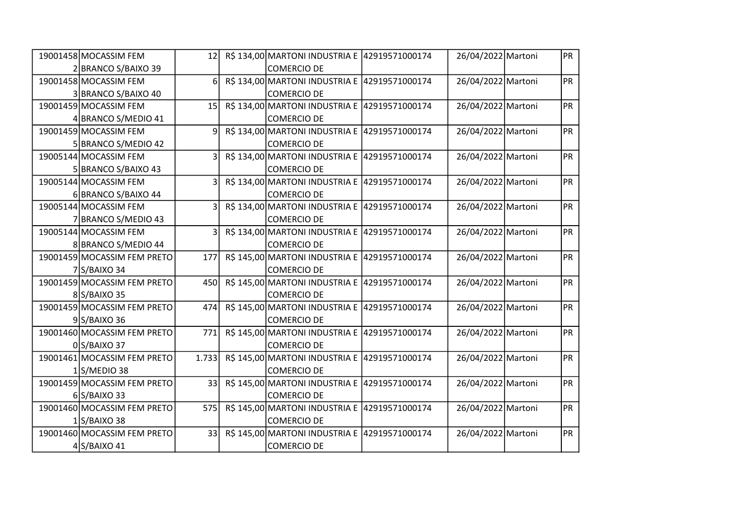| | | | | | | | | |
|---|---|---|---|---|---|---|---|---|
| 190014582 | MOCASSIM FEM BRANCO S/BAIXO 39 | 12 | R$ 134,00 | MARTONI INDUSTRIA E COMERCIO DE | 42919571000174 | 26/04/2022 | Martoni | PR |
| 190014583 | MOCASSIM FEM BRANCO S/BAIXO 40 | 6 | R$ 134,00 | MARTONI INDUSTRIA E COMERCIO DE | 42919571000174 | 26/04/2022 | Martoni | PR |
| 190014594 | MOCASSIM FEM BRANCO S/MEDIO 41 | 15 | R$ 134,00 | MARTONI INDUSTRIA E COMERCIO DE | 42919571000174 | 26/04/2022 | Martoni | PR |
| 190014595 | MOCASSIM FEM BRANCO S/MEDIO 42 | 9 | R$ 134,00 | MARTONI INDUSTRIA E COMERCIO DE | 42919571000174 | 26/04/2022 | Martoni | PR |
| 190051445 | MOCASSIM FEM BRANCO S/BAIXO 43 | 3 | R$ 134,00 | MARTONI INDUSTRIA E COMERCIO DE | 42919571000174 | 26/04/2022 | Martoni | PR |
| 190051446 | MOCASSIM FEM BRANCO S/BAIXO 44 | 3 | R$ 134,00 | MARTONI INDUSTRIA E COMERCIO DE | 42919571000174 | 26/04/2022 | Martoni | PR |
| 190051447 | MOCASSIM FEM BRANCO S/MEDIO 43 | 3 | R$ 134,00 | MARTONI INDUSTRIA E COMERCIO DE | 42919571000174 | 26/04/2022 | Martoni | PR |
| 190051448 | MOCASSIM FEM BRANCO S/MEDIO 44 | 3 | R$ 134,00 | MARTONI INDUSTRIA E COMERCIO DE | 42919571000174 | 26/04/2022 | Martoni | PR |
| 190014597 | MOCASSIM FEM PRETO S/BAIXO 34 | 177 | R$ 145,00 | MARTONI INDUSTRIA E COMERCIO DE | 42919571000174 | 26/04/2022 | Martoni | PR |
| 190014598 | MOCASSIM FEM PRETO S/BAIXO 35 | 450 | R$ 145,00 | MARTONI INDUSTRIA E COMERCIO DE | 42919571000174 | 26/04/2022 | Martoni | PR |
| 190014599 | MOCASSIM FEM PRETO S/BAIXO 36 | 474 | R$ 145,00 | MARTONI INDUSTRIA E COMERCIO DE | 42919571000174 | 26/04/2022 | Martoni | PR |
| 190014600 | MOCASSIM FEM PRETO S/BAIXO 37 | 771 | R$ 145,00 | MARTONI INDUSTRIA E COMERCIO DE | 42919571000174 | 26/04/2022 | Martoni | PR |
| 190014611 | MOCASSIM FEM PRETO S/MEDIO 38 | 1.733 | R$ 145,00 | MARTONI INDUSTRIA E COMERCIO DE | 42919571000174 | 26/04/2022 | Martoni | PR |
| 190014596 | MOCASSIM FEM PRETO S/BAIXO 33 | 33 | R$ 145,00 | MARTONI INDUSTRIA E COMERCIO DE | 42919571000174 | 26/04/2022 | Martoni | PR |
| 190014601 | MOCASSIM FEM PRETO S/BAIXO 38 | 575 | R$ 145,00 | MARTONI INDUSTRIA E COMERCIO DE | 42919571000174 | 26/04/2022 | Martoni | PR |
| 190014604 | MOCASSIM FEM PRETO S/BAIXO 41 | 33 | R$ 145,00 | MARTONI INDUSTRIA E COMERCIO DE | 42919571000174 | 26/04/2022 | Martoni | PR |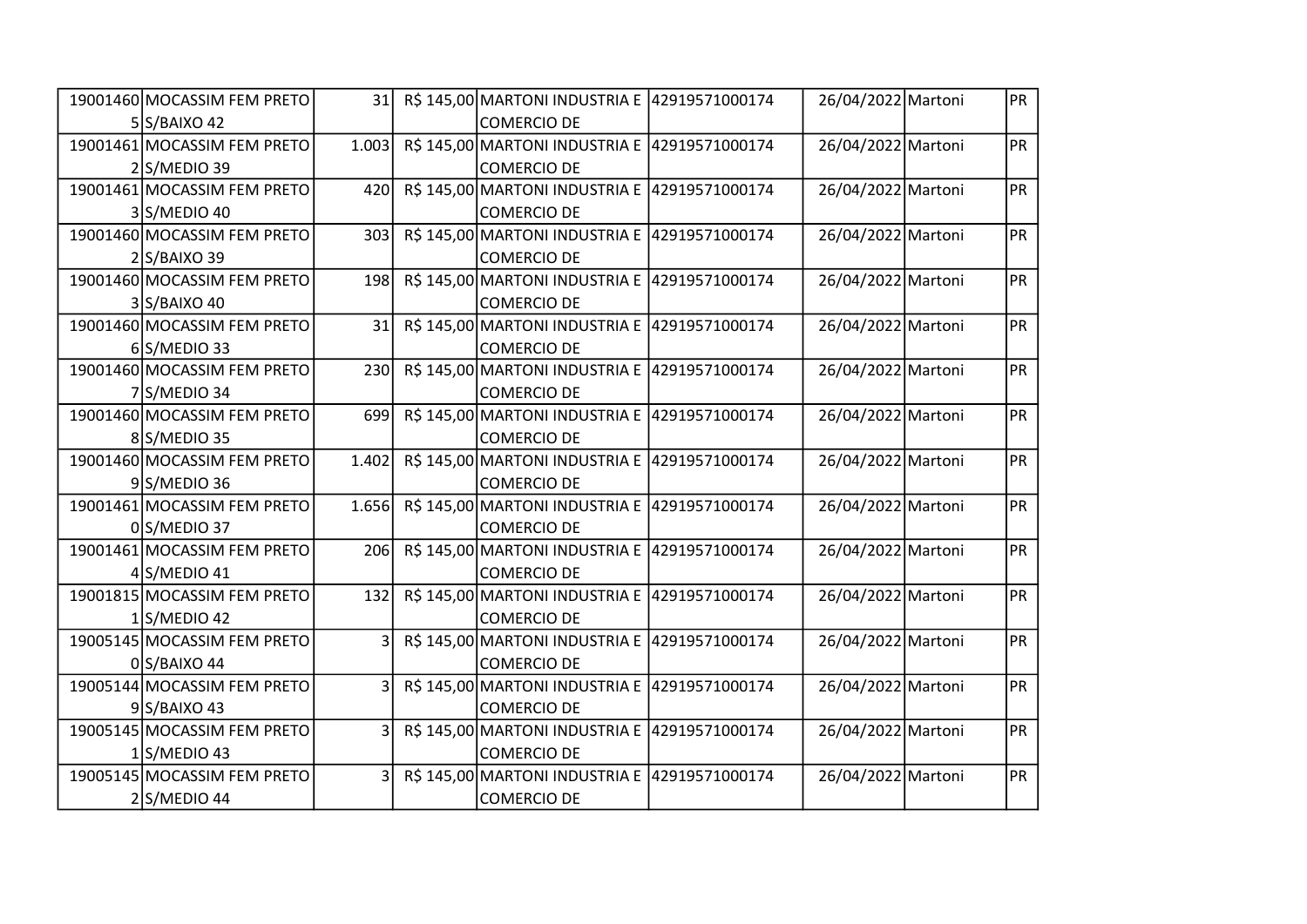| | | | | | | | | |
|---|---|---|---|---|---|---|---|---|
| 190014605 | MOCASSIM FEM PRETO S/BAIXO 42 | 31 | R$ 145,00 | MARTONI INDUSTRIA E COMERCIO DE | 42919571000174 | 26/04/2022 | Martoni | PR |
| 190014612 | MOCASSIM FEM PRETO S/MEDIO 39 | 1.003 | R$ 145,00 | MARTONI INDUSTRIA E COMERCIO DE | 42919571000174 | 26/04/2022 | Martoni | PR |
| 190014613 | MOCASSIM FEM PRETO S/MEDIO 40 | 420 | R$ 145,00 | MARTONI INDUSTRIA E COMERCIO DE | 42919571000174 | 26/04/2022 | Martoni | PR |
| 190014602 | MOCASSIM FEM PRETO S/BAIXO 39 | 303 | R$ 145,00 | MARTONI INDUSTRIA E COMERCIO DE | 42919571000174 | 26/04/2022 | Martoni | PR |
| 190014603 | MOCASSIM FEM PRETO S/BAIXO 40 | 198 | R$ 145,00 | MARTONI INDUSTRIA E COMERCIO DE | 42919571000174 | 26/04/2022 | Martoni | PR |
| 190014606 | MOCASSIM FEM PRETO S/MEDIO 33 | 31 | R$ 145,00 | MARTONI INDUSTRIA E COMERCIO DE | 42919571000174 | 26/04/2022 | Martoni | PR |
| 190014607 | MOCASSIM FEM PRETO S/MEDIO 34 | 230 | R$ 145,00 | MARTONI INDUSTRIA E COMERCIO DE | 42919571000174 | 26/04/2022 | Martoni | PR |
| 190014608 | MOCASSIM FEM PRETO S/MEDIO 35 | 699 | R$ 145,00 | MARTONI INDUSTRIA E COMERCIO DE | 42919571000174 | 26/04/2022 | Martoni | PR |
| 190014609 | MOCASSIM FEM PRETO S/MEDIO 36 | 1.402 | R$ 145,00 | MARTONI INDUSTRIA E COMERCIO DE | 42919571000174 | 26/04/2022 | Martoni | PR |
| 190014610 | MOCASSIM FEM PRETO S/MEDIO 37 | 1.656 | R$ 145,00 | MARTONI INDUSTRIA E COMERCIO DE | 42919571000174 | 26/04/2022 | Martoni | PR |
| 190014614 | MOCASSIM FEM PRETO S/MEDIO 41 | 206 | R$ 145,00 | MARTONI INDUSTRIA E COMERCIO DE | 42919571000174 | 26/04/2022 | Martoni | PR |
| 190018151 | MOCASSIM FEM PRETO S/MEDIO 42 | 132 | R$ 145,00 | MARTONI INDUSTRIA E COMERCIO DE | 42919571000174 | 26/04/2022 | Martoni | PR |
| 190051450 | MOCASSIM FEM PRETO S/BAIXO 44 | 3 | R$ 145,00 | MARTONI INDUSTRIA E COMERCIO DE | 42919571000174 | 26/04/2022 | Martoni | PR |
| 190051449 | MOCASSIM FEM PRETO S/BAIXO 43 | 3 | R$ 145,00 | MARTONI INDUSTRIA E COMERCIO DE | 42919571000174 | 26/04/2022 | Martoni | PR |
| 190051451 | MOCASSIM FEM PRETO S/MEDIO 43 | 3 | R$ 145,00 | MARTONI INDUSTRIA E COMERCIO DE | 42919571000174 | 26/04/2022 | Martoni | PR |
| 190051452 | MOCASSIM FEM PRETO S/MEDIO 44 | 3 | R$ 145,00 | MARTONI INDUSTRIA E COMERCIO DE | 42919571000174 | 26/04/2022 | Martoni | PR |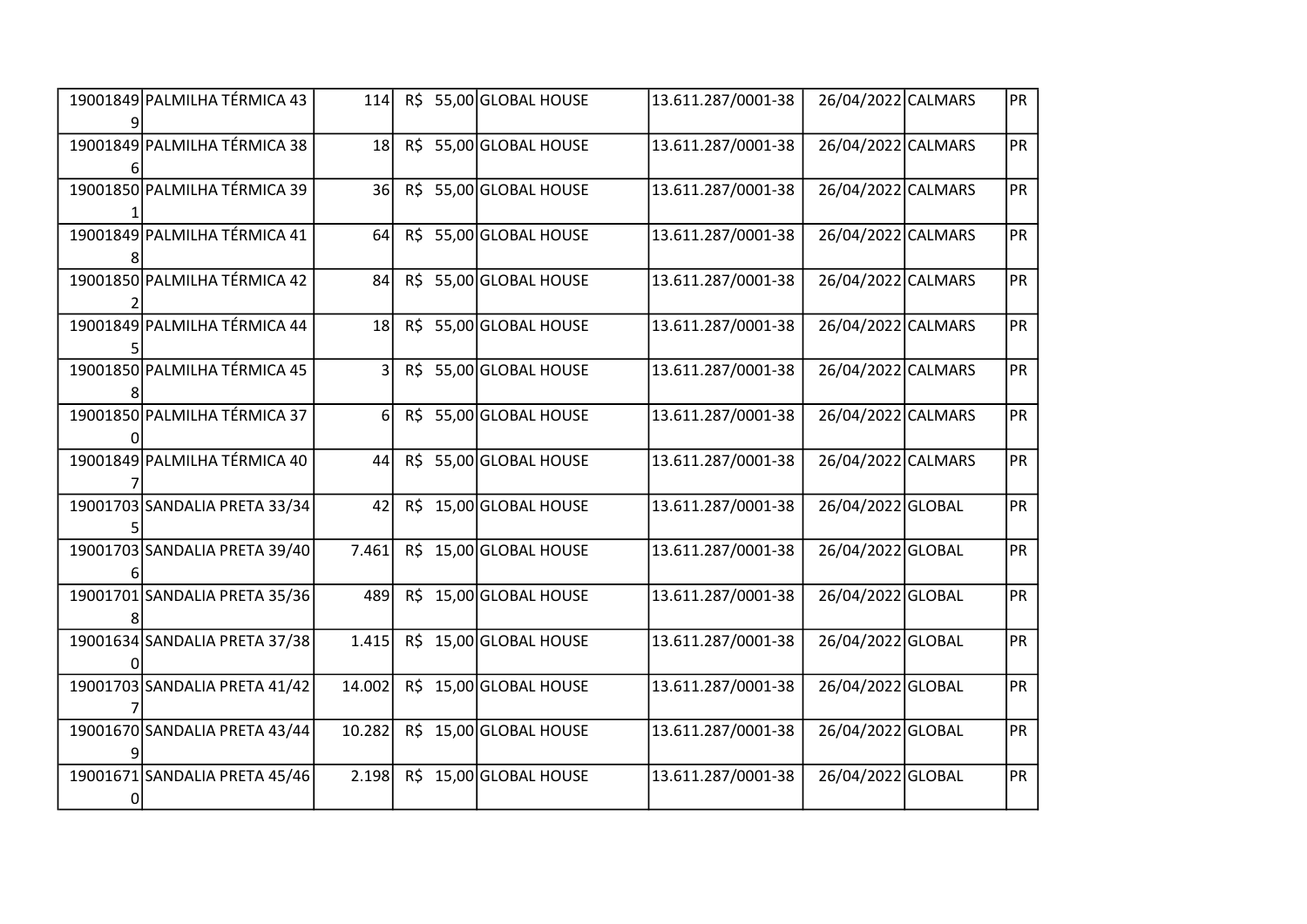| | | | | | | | | |
|---|---|---|---|---|---|---|---|---|
| 190018499 | PALMILHA TÉRMICA 43 | 114 | R$ 55,00 | GLOBAL HOUSE | 13.611.287/0001-38 | 26/04/2022 | CALMARS | PR |
| 190018496 | PALMILHA TÉRMICA 38 | 18 | R$ 55,00 | GLOBAL HOUSE | 13.611.287/0001-38 | 26/04/2022 | CALMARS | PR |
| 190018501 | PALMILHA TÉRMICA 39 | 36 | R$ 55,00 | GLOBAL HOUSE | 13.611.287/0001-38 | 26/04/2022 | CALMARS | PR |
| 190018498 | PALMILHA TÉRMICA 41 | 64 | R$ 55,00 | GLOBAL HOUSE | 13.611.287/0001-38 | 26/04/2022 | CALMARS | PR |
| 190018502 | PALMILHA TÉRMICA 42 | 84 | R$ 55,00 | GLOBAL HOUSE | 13.611.287/0001-38 | 26/04/2022 | CALMARS | PR |
| 190018495 | PALMILHA TÉRMICA 44 | 18 | R$ 55,00 | GLOBAL HOUSE | 13.611.287/0001-38 | 26/04/2022 | CALMARS | PR |
| 190018508 | PALMILHA TÉRMICA 45 | 3 | R$ 55,00 | GLOBAL HOUSE | 13.611.287/0001-38 | 26/04/2022 | CALMARS | PR |
| 190018500 | PALMILHA TÉRMICA 37 | 6 | R$ 55,00 | GLOBAL HOUSE | 13.611.287/0001-38 | 26/04/2022 | CALMARS | PR |
| 190018497 | PALMILHA TÉRMICA 40 | 44 | R$ 55,00 | GLOBAL HOUSE | 13.611.287/0001-38 | 26/04/2022 | CALMARS | PR |
| 190017035 | SANDALIA PRETA 33/34 | 42 | R$ 15,00 | GLOBAL HOUSE | 13.611.287/0001-38 | 26/04/2022 | GLOBAL | PR |
| 190017036 | SANDALIA PRETA 39/40 | 7.461 | R$ 15,00 | GLOBAL HOUSE | 13.611.287/0001-38 | 26/04/2022 | GLOBAL | PR |
| 190017018 | SANDALIA PRETA 35/36 | 489 | R$ 15,00 | GLOBAL HOUSE | 13.611.287/0001-38 | 26/04/2022 | GLOBAL | PR |
| 190016340 | SANDALIA PRETA 37/38 | 1.415 | R$ 15,00 | GLOBAL HOUSE | 13.611.287/0001-38 | 26/04/2022 | GLOBAL | PR |
| 190017037 | SANDALIA PRETA 41/42 | 14.002 | R$ 15,00 | GLOBAL HOUSE | 13.611.287/0001-38 | 26/04/2022 | GLOBAL | PR |
| 190016709 | SANDALIA PRETA 43/44 | 10.282 | R$ 15,00 | GLOBAL HOUSE | 13.611.287/0001-38 | 26/04/2022 | GLOBAL | PR |
| 190016710 | SANDALIA PRETA 45/46 | 2.198 | R$ 15,00 | GLOBAL HOUSE | 13.611.287/0001-38 | 26/04/2022 | GLOBAL | PR |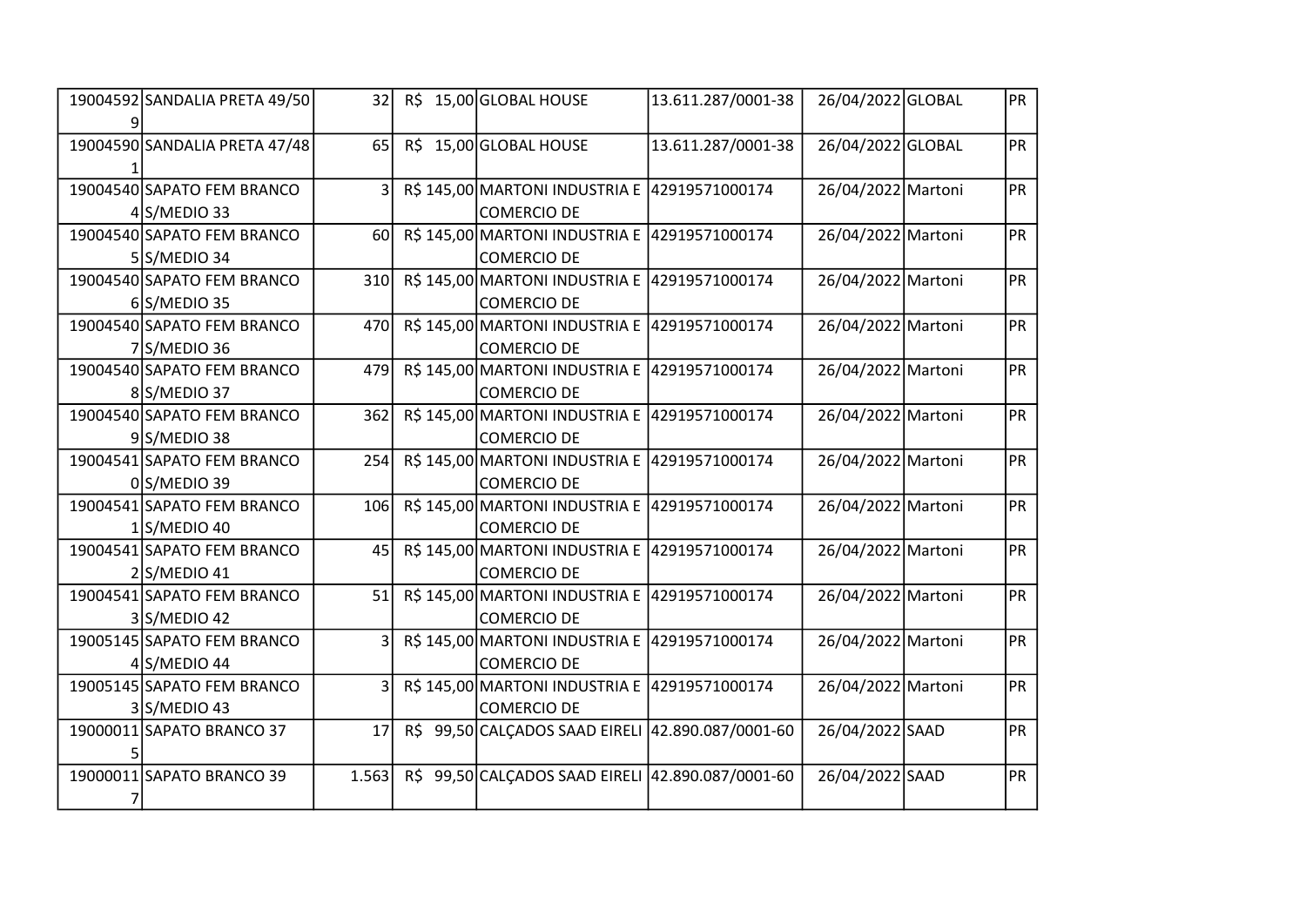| | | | | | | | | |
|---|---|---|---|---|---|---|---|---|
| 190045929 | SANDALIA PRETA 49/50 | 32 | R$ 15,00 | GLOBAL HOUSE | 13.611.287/0001-38 | 26/04/2022 | GLOBAL | PR |
| 190045901 | SANDALIA PRETA 47/48 | 65 | R$ 15,00 | GLOBAL HOUSE | 13.611.287/0001-38 | 26/04/2022 | GLOBAL | PR |
| 190045404 | SAPATO FEM BRANCO S/MEDIO 33 | 3 | R$ 145,00 | MARTONI INDUSTRIA E COMERCIO DE | 42919571000174 | 26/04/2022 | Martoni | PR |
| 190045405 | SAPATO FEM BRANCO S/MEDIO 34 | 60 | R$ 145,00 | MARTONI INDUSTRIA E COMERCIO DE | 42919571000174 | 26/04/2022 | Martoni | PR |
| 190045406 | SAPATO FEM BRANCO S/MEDIO 35 | 310 | R$ 145,00 | MARTONI INDUSTRIA E COMERCIO DE | 42919571000174 | 26/04/2022 | Martoni | PR |
| 190045407 | SAPATO FEM BRANCO S/MEDIO 36 | 470 | R$ 145,00 | MARTONI INDUSTRIA E COMERCIO DE | 42919571000174 | 26/04/2022 | Martoni | PR |
| 190045408 | SAPATO FEM BRANCO S/MEDIO 37 | 479 | R$ 145,00 | MARTONI INDUSTRIA E COMERCIO DE | 42919571000174 | 26/04/2022 | Martoni | PR |
| 190045409 | SAPATO FEM BRANCO S/MEDIO 38 | 362 | R$ 145,00 | MARTONI INDUSTRIA E COMERCIO DE | 42919571000174 | 26/04/2022 | Martoni | PR |
| 190045410 | SAPATO FEM BRANCO S/MEDIO 39 | 254 | R$ 145,00 | MARTONI INDUSTRIA E COMERCIO DE | 42919571000174 | 26/04/2022 | Martoni | PR |
| 190045411 | SAPATO FEM BRANCO S/MEDIO 40 | 106 | R$ 145,00 | MARTONI INDUSTRIA E COMERCIO DE | 42919571000174 | 26/04/2022 | Martoni | PR |
| 190045412 | SAPATO FEM BRANCO S/MEDIO 41 | 45 | R$ 145,00 | MARTONI INDUSTRIA E COMERCIO DE | 42919571000174 | 26/04/2022 | Martoni | PR |
| 190045413 | SAPATO FEM BRANCO S/MEDIO 42 | 51 | R$ 145,00 | MARTONI INDUSTRIA E COMERCIO DE | 42919571000174 | 26/04/2022 | Martoni | PR |
| 190051454 | SAPATO FEM BRANCO S/MEDIO 44 | 3 | R$ 145,00 | MARTONI INDUSTRIA E COMERCIO DE | 42919571000174 | 26/04/2022 | Martoni | PR |
| 190051453 | SAPATO FEM BRANCO S/MEDIO 43 | 3 | R$ 145,00 | MARTONI INDUSTRIA E COMERCIO DE | 42919571000174 | 26/04/2022 | Martoni | PR |
| 190000115 | SAPATO BRANCO 37 | 17 | R$ 99,50 | CALÇADOS SAAD EIRELI | 42.890.087/0001-60 | 26/04/2022 | SAAD | PR |
| 190000117 | SAPATO BRANCO 39 | 1.563 | R$ 99,50 | CALÇADOS SAAD EIRELI | 42.890.087/0001-60 | 26/04/2022 | SAAD | PR |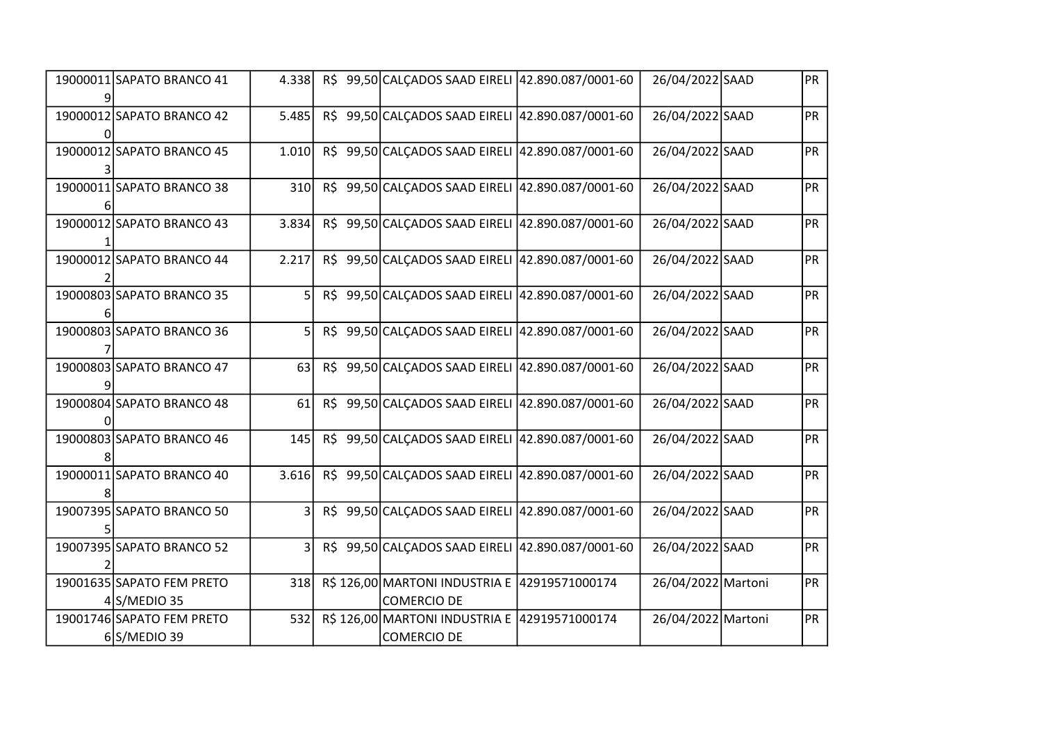| | | | | | | | | |
|---|---|---|---|---|---|---|---|---|
| 190000119 | SAPATO BRANCO 41 | 4.338 | R$ 99,50 | CALÇADOS SAAD EIRELI | 42.890.087/0001-60 | 26/04/2022 | SAAD | PR |
| 190000120 | SAPATO BRANCO 42 | 5.485 | R$ 99,50 | CALÇADOS SAAD EIRELI | 42.890.087/0001-60 | 26/04/2022 | SAAD | PR |
| 190000123 | SAPATO BRANCO 45 | 1.010 | R$ 99,50 | CALÇADOS SAAD EIRELI | 42.890.087/0001-60 | 26/04/2022 | SAAD | PR |
| 190000116 | SAPATO BRANCO 38 | 310 | R$ 99,50 | CALÇADOS SAAD EIRELI | 42.890.087/0001-60 | 26/04/2022 | SAAD | PR |
| 190000121 | SAPATO BRANCO 43 | 3.834 | R$ 99,50 | CALÇADOS SAAD EIRELI | 42.890.087/0001-60 | 26/04/2022 | SAAD | PR |
| 190000122 | SAPATO BRANCO 44 | 2.217 | R$ 99,50 | CALÇADOS SAAD EIRELI | 42.890.087/0001-60 | 26/04/2022 | SAAD | PR |
| 190008036 | SAPATO BRANCO 35 | 5 | R$ 99,50 | CALÇADOS SAAD EIRELI | 42.890.087/0001-60 | 26/04/2022 | SAAD | PR |
| 190008037 | SAPATO BRANCO 36 | 5 | R$ 99,50 | CALÇADOS SAAD EIRELI | 42.890.087/0001-60 | 26/04/2022 | SAAD | PR |
| 190008039 | SAPATO BRANCO 47 | 63 | R$ 99,50 | CALÇADOS SAAD EIRELI | 42.890.087/0001-60 | 26/04/2022 | SAAD | PR |
| 190008040 | SAPATO BRANCO 48 | 61 | R$ 99,50 | CALÇADOS SAAD EIRELI | 42.890.087/0001-60 | 26/04/2022 | SAAD | PR |
| 190008038 | SAPATO BRANCO 46 | 145 | R$ 99,50 | CALÇADOS SAAD EIRELI | 42.890.087/0001-60 | 26/04/2022 | SAAD | PR |
| 190000118 | SAPATO BRANCO 40 | 3.616 | R$ 99,50 | CALÇADOS SAAD EIRELI | 42.890.087/0001-60 | 26/04/2022 | SAAD | PR |
| 190073955 | SAPATO BRANCO 50 | 3 | R$ 99,50 | CALÇADOS SAAD EIRELI | 42.890.087/0001-60 | 26/04/2022 | SAAD | PR |
| 190073952 | SAPATO BRANCO 52 | 3 | R$ 99,50 | CALÇADOS SAAD EIRELI | 42.890.087/0001-60 | 26/04/2022 | SAAD | PR |
| 190016354 | SAPATO FEM PRETO S/MEDIO 35 | 318 | R$ 126,00 | MARTONI INDUSTRIA E COMERCIO DE | 42919571000174 | 26/04/2022 | Martoni | PR |
| 190017466 | SAPATO FEM PRETO S/MEDIO 39 | 532 | R$ 126,00 | MARTONI INDUSTRIA E COMERCIO DE | 42919571000174 | 26/04/2022 | Martoni | PR |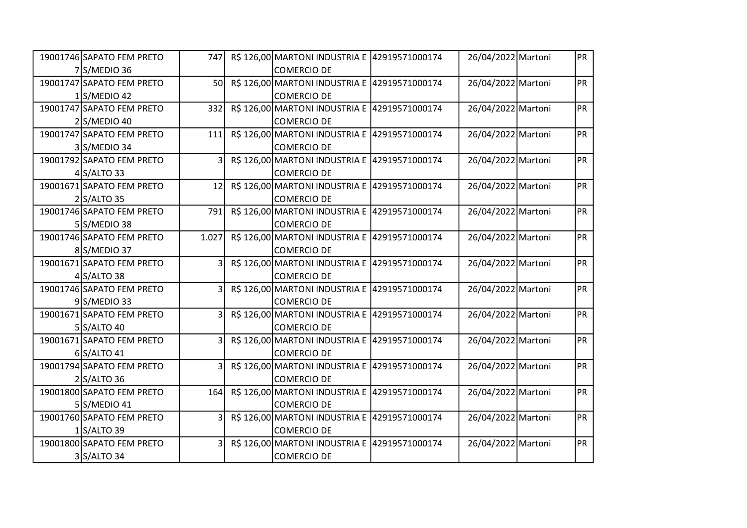| | | | | | | | | |
|---|---|---|---|---|---|---|---|---|
| 190017467 | SAPATO FEM PRETO S/MEDIO 36 | 747 | R$ 126,00 | MARTONI INDUSTRIA E COMERCIO DE | 42919571000174 | 26/04/2022 | Martoni | PR |
| 190017471 | SAPATO FEM PRETO S/MEDIO 42 | 50 | R$ 126,00 | MARTONI INDUSTRIA E COMERCIO DE | 42919571000174 | 26/04/2022 | Martoni | PR |
| 190017472 | SAPATO FEM PRETO S/MEDIO 40 | 332 | R$ 126,00 | MARTONI INDUSTRIA E COMERCIO DE | 42919571000174 | 26/04/2022 | Martoni | PR |
| 190017473 | SAPATO FEM PRETO S/MEDIO 34 | 111 | R$ 126,00 | MARTONI INDUSTRIA E COMERCIO DE | 42919571000174 | 26/04/2022 | Martoni | PR |
| 190017924 | SAPATO FEM PRETO S/ALTO 33 | 3 | R$ 126,00 | MARTONI INDUSTRIA E COMERCIO DE | 42919571000174 | 26/04/2022 | Martoni | PR |
| 190016712 | SAPATO FEM PRETO S/ALTO 35 | 12 | R$ 126,00 | MARTONI INDUSTRIA E COMERCIO DE | 42919571000174 | 26/04/2022 | Martoni | PR |
| 190017465 | SAPATO FEM PRETO S/MEDIO 38 | 791 | R$ 126,00 | MARTONI INDUSTRIA E COMERCIO DE | 42919571000174 | 26/04/2022 | Martoni | PR |
| 190017468 | SAPATO FEM PRETO S/MEDIO 37 | 1.027 | R$ 126,00 | MARTONI INDUSTRIA E COMERCIO DE | 42919571000174 | 26/04/2022 | Martoni | PR |
| 190016714 | SAPATO FEM PRETO S/ALTO 38 | 3 | R$ 126,00 | MARTONI INDUSTRIA E COMERCIO DE | 42919571000174 | 26/04/2022 | Martoni | PR |
| 190017469 | SAPATO FEM PRETO S/MEDIO 33 | 3 | R$ 126,00 | MARTONI INDUSTRIA E COMERCIO DE | 42919571000174 | 26/04/2022 | Martoni | PR |
| 190016715 | SAPATO FEM PRETO S/ALTO 40 | 3 | R$ 126,00 | MARTONI INDUSTRIA E COMERCIO DE | 42919571000174 | 26/04/2022 | Martoni | PR |
| 190016716 | SAPATO FEM PRETO S/ALTO 41 | 3 | R$ 126,00 | MARTONI INDUSTRIA E COMERCIO DE | 42919571000174 | 26/04/2022 | Martoni | PR |
| 190017942 | SAPATO FEM PRETO S/ALTO 36 | 3 | R$ 126,00 | MARTONI INDUSTRIA E COMERCIO DE | 42919571000174 | 26/04/2022 | Martoni | PR |
| 190018005 | SAPATO FEM PRETO S/MEDIO 41 | 164 | R$ 126,00 | MARTONI INDUSTRIA E COMERCIO DE | 42919571000174 | 26/04/2022 | Martoni | PR |
| 190017601 | SAPATO FEM PRETO S/ALTO 39 | 3 | R$ 126,00 | MARTONI INDUSTRIA E COMERCIO DE | 42919571000174 | 26/04/2022 | Martoni | PR |
| 190018003 | SAPATO FEM PRETO S/ALTO 34 | 3 | R$ 126,00 | MARTONI INDUSTRIA E COMERCIO DE | 42919571000174 | 26/04/2022 | Martoni | PR |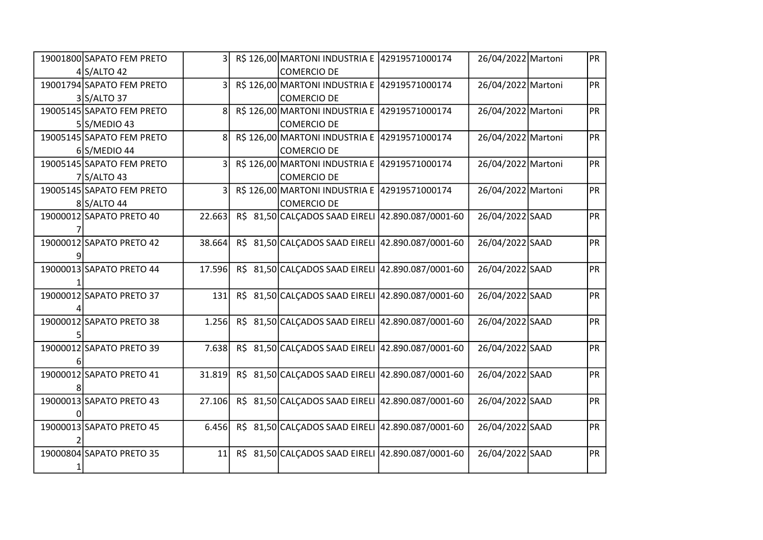| | | | | | | | | |
|---|---|---|---|---|---|---|---|---|
| 190018004 | SAPATO FEM PRETO S/ALTO 42 | 3 | R$ 126,00 | MARTONI INDUSTRIA E COMERCIO DE | 42919571000174 | 26/04/2022 | Martoni | PR |
| 190017943 | SAPATO FEM PRETO S/ALTO 37 | 3 | R$ 126,00 | MARTONI INDUSTRIA E COMERCIO DE | 42919571000174 | 26/04/2022 | Martoni | PR |
| 190051455 | SAPATO FEM PRETO S/MEDIO 43 | 8 | R$ 126,00 | MARTONI INDUSTRIA E COMERCIO DE | 42919571000174 | 26/04/2022 | Martoni | PR |
| 190051456 | SAPATO FEM PRETO S/MEDIO 44 | 8 | R$ 126,00 | MARTONI INDUSTRIA E COMERCIO DE | 42919571000174 | 26/04/2022 | Martoni | PR |
| 190051457 | SAPATO FEM PRETO S/ALTO 43 | 3 | R$ 126,00 | MARTONI INDUSTRIA E COMERCIO DE | 42919571000174 | 26/04/2022 | Martoni | PR |
| 190051458 | SAPATO FEM PRETO S/ALTO 44 | 3 | R$ 126,00 | MARTONI INDUSTRIA E COMERCIO DE | 42919571000174 | 26/04/2022 | Martoni | PR |
| 190000127 | SAPATO PRETO 40 | 22.663 | R$ 81,50 | CALÇADOS SAAD EIRELI | 42.890.087/0001-60 | 26/04/2022 | SAAD | PR |
| 190000129 | SAPATO PRETO 42 | 38.664 | R$ 81,50 | CALÇADOS SAAD EIRELI | 42.890.087/0001-60 | 26/04/2022 | SAAD | PR |
| 190000131 | SAPATO PRETO 44 | 17.596 | R$ 81,50 | CALÇADOS SAAD EIRELI | 42.890.087/0001-60 | 26/04/2022 | SAAD | PR |
| 190000124 | SAPATO PRETO 37 | 131 | R$ 81,50 | CALÇADOS SAAD EIRELI | 42.890.087/0001-60 | 26/04/2022 | SAAD | PR |
| 190000125 | SAPATO PRETO 38 | 1.256 | R$ 81,50 | CALÇADOS SAAD EIRELI | 42.890.087/0001-60 | 26/04/2022 | SAAD | PR |
| 190000126 | SAPATO PRETO 39 | 7.638 | R$ 81,50 | CALÇADOS SAAD EIRELI | 42.890.087/0001-60 | 26/04/2022 | SAAD | PR |
| 190000128 | SAPATO PRETO 41 | 31.819 | R$ 81,50 | CALÇADOS SAAD EIRELI | 42.890.087/0001-60 | 26/04/2022 | SAAD | PR |
| 190000130 | SAPATO PRETO 43 | 27.106 | R$ 81,50 | CALÇADOS SAAD EIRELI | 42.890.087/0001-60 | 26/04/2022 | SAAD | PR |
| 190000132 | SAPATO PRETO 45 | 6.456 | R$ 81,50 | CALÇADOS SAAD EIRELI | 42.890.087/0001-60 | 26/04/2022 | SAAD | PR |
| 190008041 | SAPATO PRETO 35 | 11 | R$ 81,50 | CALÇADOS SAAD EIRELI | 42.890.087/0001-60 | 26/04/2022 | SAAD | PR |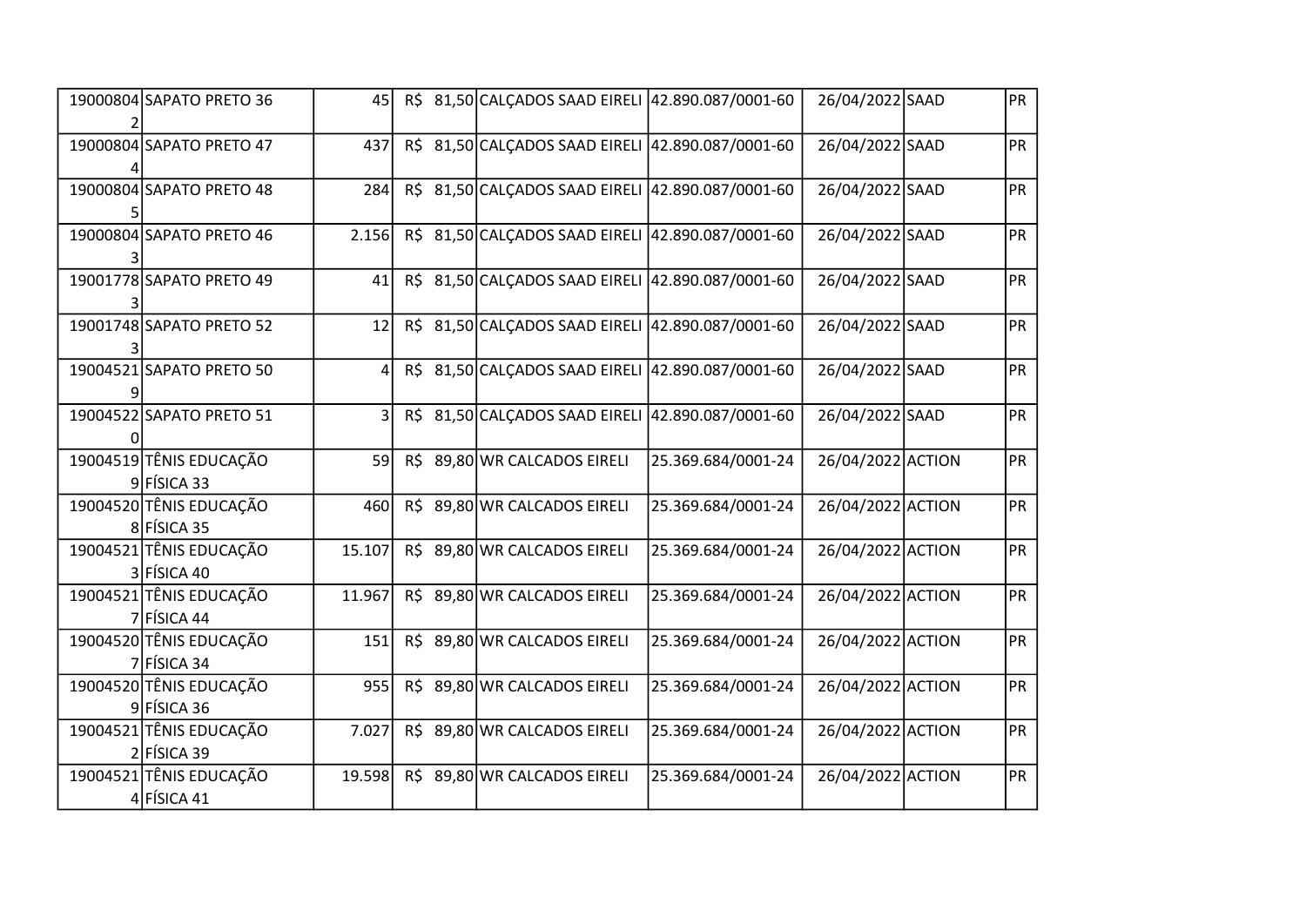| | | | | | | | | |
|---|---|---|---|---|---|---|---|---|
| 190008042 | SAPATO PRETO 36 | 45 | R$ 81,50 | CALÇADOS SAAD EIRELI | 42.890.087/0001-60 | 26/04/2022 | SAAD | PR |
| 190008044 | SAPATO PRETO 47 | 437 | R$ 81,50 | CALÇADOS SAAD EIRELI | 42.890.087/0001-60 | 26/04/2022 | SAAD | PR |
| 190008045 | SAPATO PRETO 48 | 284 | R$ 81,50 | CALÇADOS SAAD EIRELI | 42.890.087/0001-60 | 26/04/2022 | SAAD | PR |
| 190008043 | SAPATO PRETO 46 | 2.156 | R$ 81,50 | CALÇADOS SAAD EIRELI | 42.890.087/0001-60 | 26/04/2022 | SAAD | PR |
| 190017783 | SAPATO PRETO 49 | 41 | R$ 81,50 | CALÇADOS SAAD EIRELI | 42.890.087/0001-60 | 26/04/2022 | SAAD | PR |
| 190017483 | SAPATO PRETO 52 | 12 | R$ 81,50 | CALÇADOS SAAD EIRELI | 42.890.087/0001-60 | 26/04/2022 | SAAD | PR |
| 190045219 | SAPATO PRETO 50 | 4 | R$ 81,50 | CALÇADOS SAAD EIRELI | 42.890.087/0001-60 | 26/04/2022 | SAAD | PR |
| 190045220 | SAPATO PRETO 51 | 3 | R$ 81,50 | CALÇADOS SAAD EIRELI | 42.890.087/0001-60 | 26/04/2022 | SAAD | PR |
| 190045199 | TÊNIS EDUCAÇÃO FÍSICA 33 | 59 | R$ 89,80 | WR CALCADOS EIRELI | 25.369.684/0001-24 | 26/04/2022 | ACTION | PR |
| 190045208 | TÊNIS EDUCAÇÃO FÍSICA 35 | 460 | R$ 89,80 | WR CALCADOS EIRELI | 25.369.684/0001-24 | 26/04/2022 | ACTION | PR |
| 190045213 | TÊNIS EDUCAÇÃO FÍSICA 40 | 15.107 | R$ 89,80 | WR CALCADOS EIRELI | 25.369.684/0001-24 | 26/04/2022 | ACTION | PR |
| 190045217 | TÊNIS EDUCAÇÃO FÍSICA 44 | 11.967 | R$ 89,80 | WR CALCADOS EIRELI | 25.369.684/0001-24 | 26/04/2022 | ACTION | PR |
| 190045207 | TÊNIS EDUCAÇÃO FÍSICA 34 | 151 | R$ 89,80 | WR CALCADOS EIRELI | 25.369.684/0001-24 | 26/04/2022 | ACTION | PR |
| 190045209 | TÊNIS EDUCAÇÃO FÍSICA 36 | 955 | R$ 89,80 | WR CALCADOS EIRELI | 25.369.684/0001-24 | 26/04/2022 | ACTION | PR |
| 190045212 | TÊNIS EDUCAÇÃO FÍSICA 39 | 7.027 | R$ 89,80 | WR CALCADOS EIRELI | 25.369.684/0001-24 | 26/04/2022 | ACTION | PR |
| 190045214 | TÊNIS EDUCAÇÃO FÍSICA 41 | 19.598 | R$ 89,80 | WR CALCADOS EIRELI | 25.369.684/0001-24 | 26/04/2022 | ACTION | PR |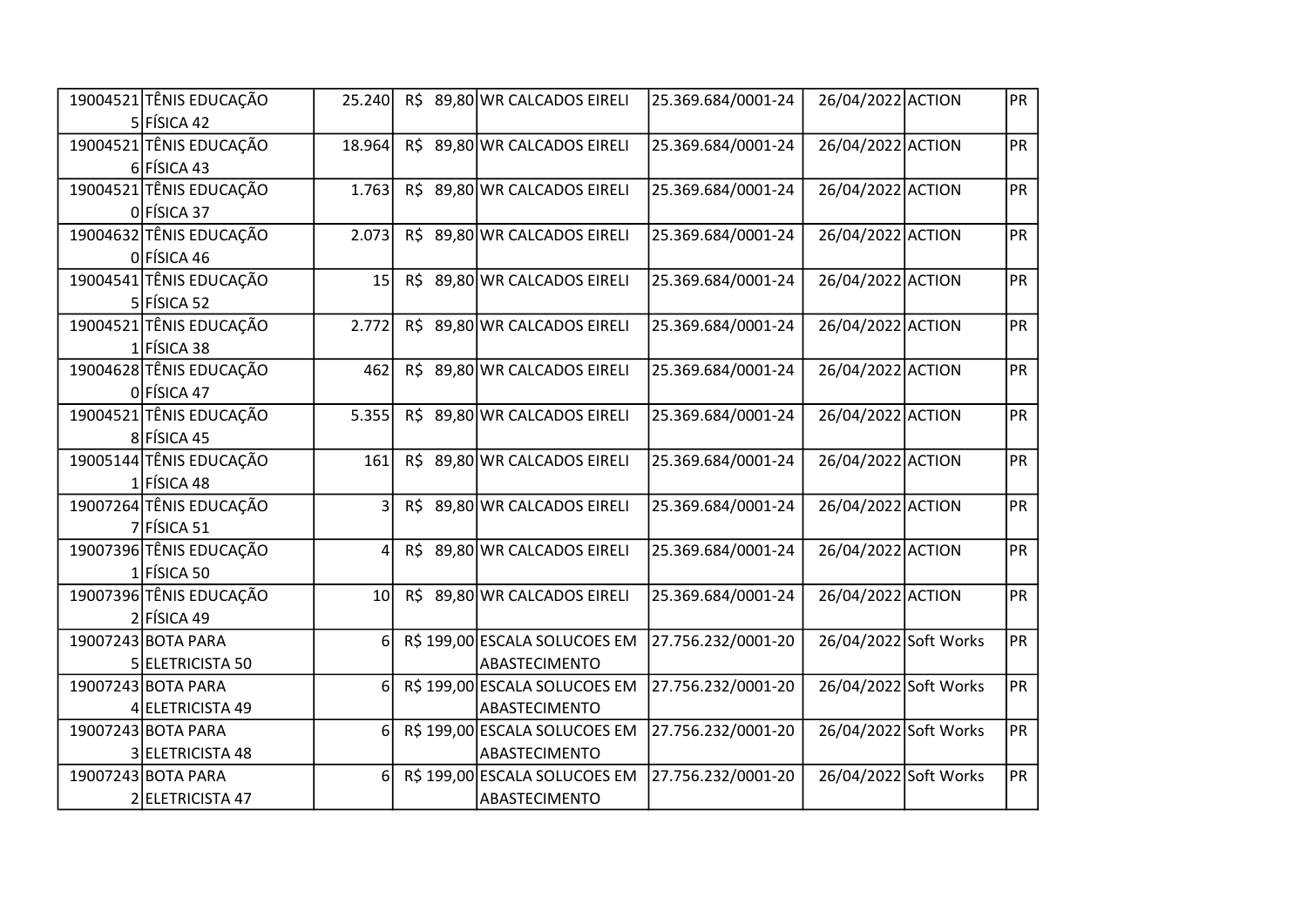| | | | | | | | | |
|---|---|---|---|---|---|---|---|---|
| 190045215 | TÊNIS EDUCAÇÃO FÍSICA 42 | 25.240 | R$ 89,80 | WR CALCADOS EIRELI | 25.369.684/0001-24 | 26/04/2022 | ACTION | PR |
| 190045216 | TÊNIS EDUCAÇÃO FÍSICA 43 | 18.964 | R$ 89,80 | WR CALCADOS EIRELI | 25.369.684/0001-24 | 26/04/2022 | ACTION | PR |
| 190045210 | TÊNIS EDUCAÇÃO FÍSICA 37 | 1.763 | R$ 89,80 | WR CALCADOS EIRELI | 25.369.684/0001-24 | 26/04/2022 | ACTION | PR |
| 190046320 | TÊNIS EDUCAÇÃO FÍSICA 46 | 2.073 | R$ 89,80 | WR CALCADOS EIRELI | 25.369.684/0001-24 | 26/04/2022 | ACTION | PR |
| 190045415 | TÊNIS EDUCAÇÃO FÍSICA 52 | 15 | R$ 89,80 | WR CALCADOS EIRELI | 25.369.684/0001-24 | 26/04/2022 | ACTION | PR |
| 190045211 | TÊNIS EDUCAÇÃO FÍSICA 38 | 2.772 | R$ 89,80 | WR CALCADOS EIRELI | 25.369.684/0001-24 | 26/04/2022 | ACTION | PR |
| 190046280 | TÊNIS EDUCAÇÃO FÍSICA 47 | 462 | R$ 89,80 | WR CALCADOS EIRELI | 25.369.684/0001-24 | 26/04/2022 | ACTION | PR |
| 190045218 | TÊNIS EDUCAÇÃO FÍSICA 45 | 5.355 | R$ 89,80 | WR CALCADOS EIRELI | 25.369.684/0001-24 | 26/04/2022 | ACTION | PR |
| 190051441 | TÊNIS EDUCAÇÃO FÍSICA 48 | 161 | R$ 89,80 | WR CALCADOS EIRELI | 25.369.684/0001-24 | 26/04/2022 | ACTION | PR |
| 190072647 | TÊNIS EDUCAÇÃO FÍSICA 51 | 3 | R$ 89,80 | WR CALCADOS EIRELI | 25.369.684/0001-24 | 26/04/2022 | ACTION | PR |
| 190073961 | TÊNIS EDUCAÇÃO FÍSICA 50 | 4 | R$ 89,80 | WR CALCADOS EIRELI | 25.369.684/0001-24 | 26/04/2022 | ACTION | PR |
| 190073962 | TÊNIS EDUCAÇÃO FÍSICA 49 | 10 | R$ 89,80 | WR CALCADOS EIRELI | 25.369.684/0001-24 | 26/04/2022 | ACTION | PR |
| 190072435 | BOTA PARA ELETRICISTA 50 | 6 | R$ 199,00 | ESCALA SOLUCOES EM ABASTECIMENTO | 27.756.232/0001-20 | 26/04/2022 | Soft Works | PR |
| 190072434 | BOTA PARA ELETRICISTA 49 | 6 | R$ 199,00 | ESCALA SOLUCOES EM ABASTECIMENTO | 27.756.232/0001-20 | 26/04/2022 | Soft Works | PR |
| 190072433 | BOTA PARA ELETRICISTA 48 | 6 | R$ 199,00 | ESCALA SOLUCOES EM ABASTECIMENTO | 27.756.232/0001-20 | 26/04/2022 | Soft Works | PR |
| 190072432 | BOTA PARA ELETRICISTA 47 | 6 | R$ 199,00 | ESCALA SOLUCOES EM ABASTECIMENTO | 27.756.232/0001-20 | 26/04/2022 | Soft Works | PR |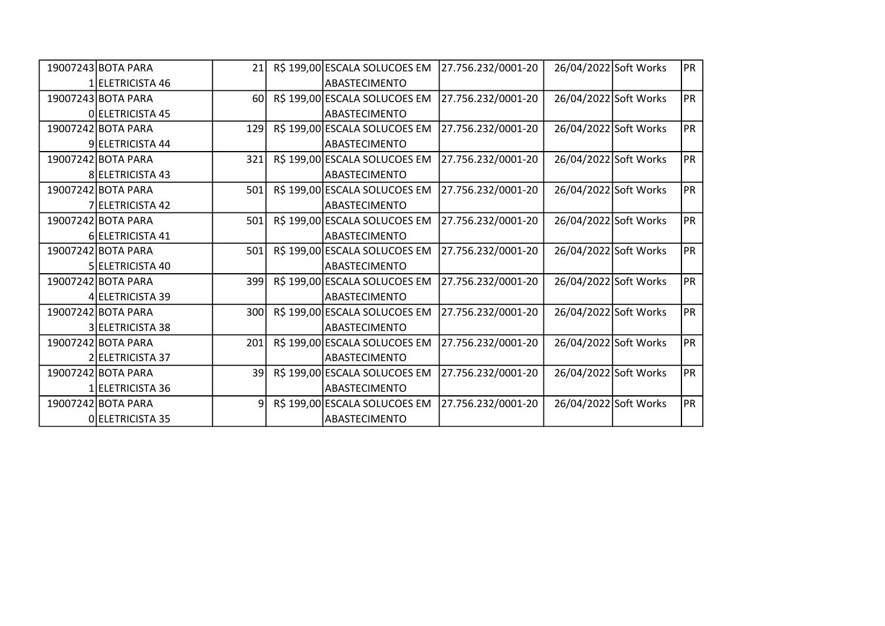| | | | | | | | | |
|---|---|---|---|---|---|---|---|---|
| 190072431 | BOTA PARA ELETRICISTA 46 | 21 | R$ 199,00 | ESCALA SOLUCOES EM ABASTECIMENTO | 27.756.232/0001-20 | 26/04/2022 | Soft Works | PR |
| 190072430 | BOTA PARA ELETRICISTA 45 | 60 | R$ 199,00 | ESCALA SOLUCOES EM ABASTECIMENTO | 27.756.232/0001-20 | 26/04/2022 | Soft Works | PR |
| 190072429 | BOTA PARA ELETRICISTA 44 | 129 | R$ 199,00 | ESCALA SOLUCOES EM ABASTECIMENTO | 27.756.232/0001-20 | 26/04/2022 | Soft Works | PR |
| 190072428 | BOTA PARA ELETRICISTA 43 | 321 | R$ 199,00 | ESCALA SOLUCOES EM ABASTECIMENTO | 27.756.232/0001-20 | 26/04/2022 | Soft Works | PR |
| 190072427 | BOTA PARA ELETRICISTA 42 | 501 | R$ 199,00 | ESCALA SOLUCOES EM ABASTECIMENTO | 27.756.232/0001-20 | 26/04/2022 | Soft Works | PR |
| 190072426 | BOTA PARA ELETRICISTA 41 | 501 | R$ 199,00 | ESCALA SOLUCOES EM ABASTECIMENTO | 27.756.232/0001-20 | 26/04/2022 | Soft Works | PR |
| 190072425 | BOTA PARA ELETRICISTA 40 | 501 | R$ 199,00 | ESCALA SOLUCOES EM ABASTECIMENTO | 27.756.232/0001-20 | 26/04/2022 | Soft Works | PR |
| 190072424 | BOTA PARA ELETRICISTA 39 | 399 | R$ 199,00 | ESCALA SOLUCOES EM ABASTECIMENTO | 27.756.232/0001-20 | 26/04/2022 | Soft Works | PR |
| 190072423 | BOTA PARA ELETRICISTA 38 | 300 | R$ 199,00 | ESCALA SOLUCOES EM ABASTECIMENTO | 27.756.232/0001-20 | 26/04/2022 | Soft Works | PR |
| 190072422 | BOTA PARA ELETRICISTA 37 | 201 | R$ 199,00 | ESCALA SOLUCOES EM ABASTECIMENTO | 27.756.232/0001-20 | 26/04/2022 | Soft Works | PR |
| 190072421 | BOTA PARA ELETRICISTA 36 | 39 | R$ 199,00 | ESCALA SOLUCOES EM ABASTECIMENTO | 27.756.232/0001-20 | 26/04/2022 | Soft Works | PR |
| 190072420 | BOTA PARA ELETRICISTA 35 | 9 | R$ 199,00 | ESCALA SOLUCOES EM ABASTECIMENTO | 27.756.232/0001-20 | 26/04/2022 | Soft Works | PR |